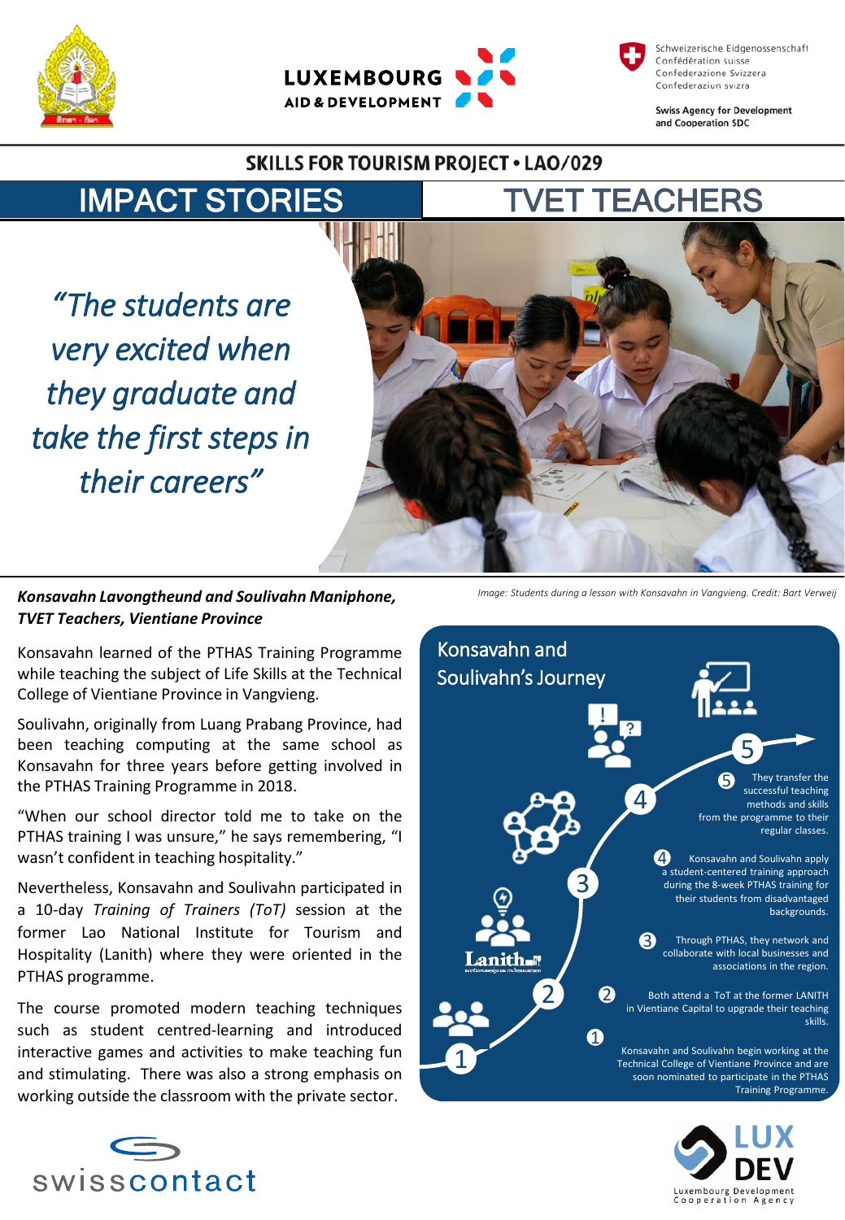**Skills for Tourism Project • LAO/029**

# IMPACT STORIES | TVET TEACHERS

## *"The students are very excited when they graduate and take the first steps in their careers"*

*Image: Students during a lesson with Konsavahn in Vangvieng. Credit: Bart Verweij*

***Konsavahn Lavongtheund and Soulivahn Maniphone, TVET Teachers, Vientiane Province***

Konsavahn learned of the PTHAS Training Programme while teaching the subject of Life Skills at the Technical College of Vientiane Province in Vangvieng.

Soulivahn, originally from Luang Prabang Province, had been teaching computing at the same school as Konsavahn for three years before getting involved in the PTHAS Training Programme in 2018.

"When our school director told me to take on the PTHAS training I was unsure," he says remembering, "I wasn't confident in teaching hospitality."

Nevertheless, Konsavahn and Soulivahn participated in a 10-day *Training of Trainers (ToT)* session at the former Lao National Institute for Tourism and Hospitality (Lanith) where they were oriented in the PTHAS programme.

The course promoted modern teaching techniques such as student centred-learning and introduced interactive games and activities to make teaching fun and stimulating. There was also a strong emphasis on working outside the classroom with the private sector.

### Konsavahn and Soulivahn's Journey

1. Konsavahn and Soulivahn begin working at the Technical College of Vientiane Province and are soon nominated to participate in the PTHAS Training Programme.
2. Both attend a ToT at the former LANITH in Vientiane Capital to upgrade their teaching skills.
3. Through PTHAS, they network and collaborate with local businesses and associations in the region.
4. Konsavahn and Soulivahn apply a student-centered training approach during the 8-week PTHAS training for their students from disadvantaged backgrounds.
5. They transfer the successful teaching methods and skills from the programme to their regular classes.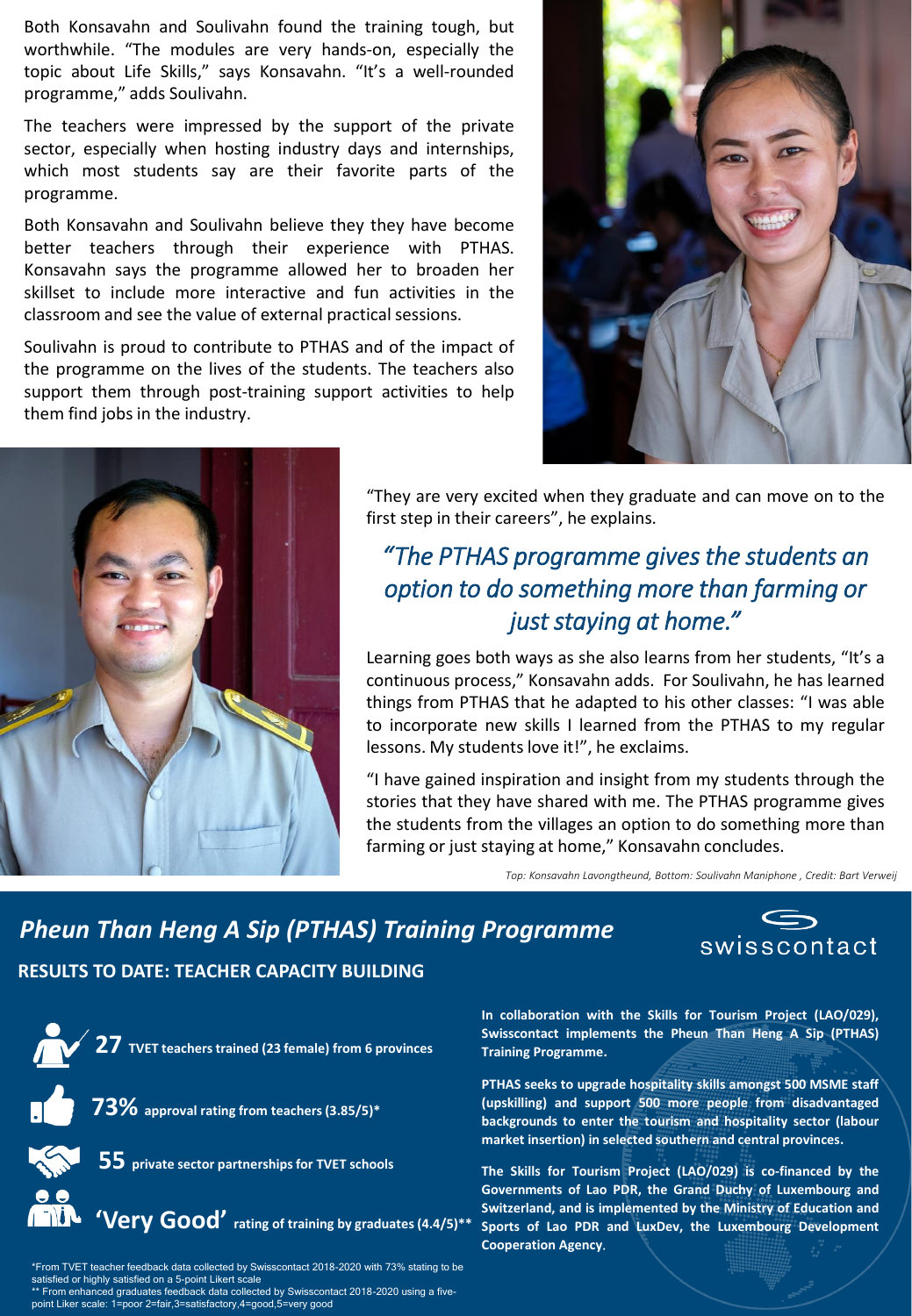Both Konsavahn and Soulivahn found the training tough, but worthwhile. "The modules are very hands-on, especially the topic about Life Skills," says Konsavahn. "It's a well-rounded programme," adds Soulivahn.

The teachers were impressed by the support of the private sector, especially when hosting industry days and internships, which most students say are their favorite parts of the programme.

Both Konsavahn and Soulivahn believe they they have become better teachers through their experience with PTHAS. Konsavahn says the programme allowed her to broaden her skillset to include more interactive and fun activities in the classroom and see the value of external practical sessions.

Soulivahn is proud to contribute to PTHAS and of the impact of the programme on the lives of the students. The teachers also support them through post-training support activities to help them find jobs in the industry.

"They are very excited when they graduate and can move on to the first step in their careers", he explains.

> *"The PTHAS programme gives the students an option to do something more than farming or just staying at home."*

Learning goes both ways as she also learns from her students, "It's a continuous process," Konsavahn adds. For Soulivahn, he has learned things from PTHAS that he adapted to his other classes: "I was able to incorporate new skills I learned from the PTHAS to my regular lessons. My students love it!", he exclaims.

"I have gained inspiration and insight from my students through the stories that they have shared with me. The PTHAS programme gives the students from the villages an option to do something more than farming or just staying at home," Konsavahn concludes.

*Top: Konsavahn Lavongtheund, Bottom: Soulivahn Maniphone , Credit: Bart Verweij*

## *Pheun Than Heng A Sip (PTHAS) Training Programme*

swisscontact

### RESULTS TO DATE: TEACHER CAPACITY BUILDING

- **27** TVET teachers trained (23 female) from 6 provinces
- **73%** approval rating from teachers (3.85/5)*
- **55** private sector partnerships for TVET schools
- **'Very Good'** rating of training by graduates (4.4/5)**

**In collaboration with the Skills for Tourism Project (LAO/029), Swisscontact implements the Pheun Than Heng A Sip (PTHAS) Training Programme.**

**PTHAS seeks to upgrade hospitality skills amongst 500 MSME staff (upskilling) and support 500 more people from disadvantaged backgrounds to enter the tourism and hospitality sector (labour market insertion) in selected southern and central provinces.**

**The Skills for Tourism Project (LAO/029) is co-financed by the Governments of Lao PDR, the Grand Duchy of Luxembourg and Switzerland, and is implemented by the Ministry of Education and Sports of Lao PDR and LuxDev, the Luxembourg Development Cooperation Agency.**

*From TVET teacher feedback data collected by Swisscontact 2018-2020 with 73% stating to be satisfied or highly satisfied on a 5-point Likert scale

** From enhanced graduates feedback data collected by Swisscontact 2018-2020 using a five-point Liker scale: 1=poor 2=fair,3=satisfactory,4=good,5=very good